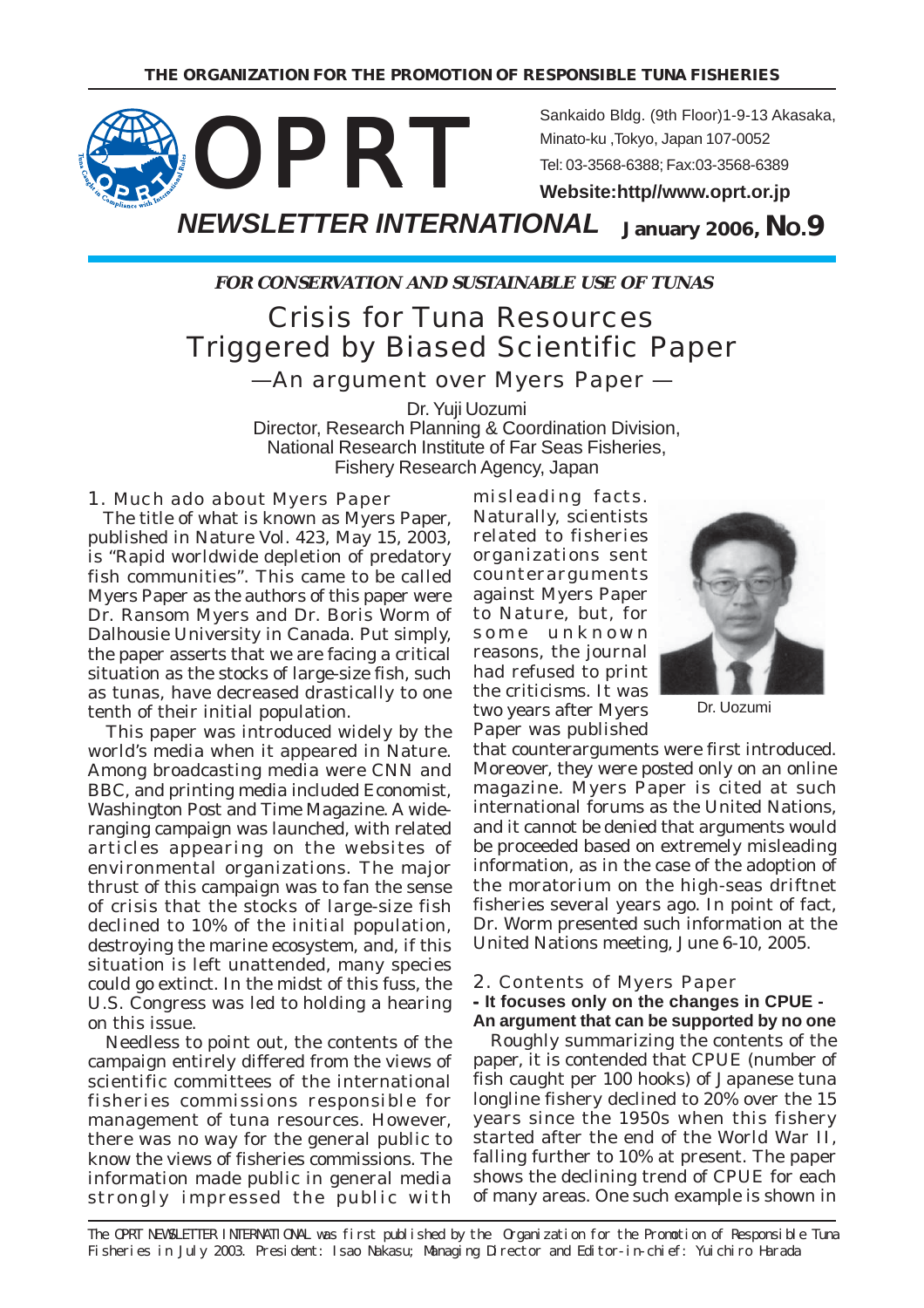THE ORGANIZATION FOR THE PROMOTION OF RESPONSIBLE TUNA FISHERIES

# OPRT

Sankaido Bldg. (9th Floor)1-9-13 Akasaka, Minato-ku ,Tokyo, Japan 107-0052

Tel: 03-3568-6388; Fax:03-3568-6389

**Website:http//www.oprt.or.jp**

## *NEWSLETTER INTERNATIONAL* January 2006, No.9

***FOR CONSERVATION AND SUSTAINABLE USE OF TUNAS***

# Crisis for Tuna Resources Triggered by Biased Scientific Paper

## —An argument over Myers Paper —

Dr. Yuji Uozumi
Director, Research Planning & Coordination Division,
National Research Institute of Far Seas Fisheries,
Fishery Research Agency, Japan

### 1. Much ado about Myers Paper

The title of what is known as Myers Paper, published in Nature Vol. 423, May 15, 2003, is "Rapid worldwide depletion of predatory fish communities". This came to be called Myers Paper as the authors of this paper were Dr. Ransom Myers and Dr. Boris Worm of Dalhousie University in Canada. Put simply, the paper asserts that we are facing a critical situation as the stocks of large-size fish, such as tunas, have decreased drastically to one tenth of their initial population.

This paper was introduced widely by the world's media when it appeared in Nature. Among broadcasting media were CNN and BBC, and printing media included Economist, Washington Post and Time Magazine. A wide-ranging campaign was launched, with related articles appearing on the websites of environmental organizations. The major thrust of this campaign was to fan the sense of crisis that the stocks of large-size fish declined to 10% of the initial population, destroying the marine ecosystem, and, if this situation is left unattended, many species could go extinct. In the midst of this fuss, the U.S. Congress was led to holding a hearing on this issue.

Needless to point out, the contents of the campaign entirely differed from the views of scientific committees of the international fisheries commissions responsible for management of tuna resources. However, there was no way for the general public to know the views of fisheries commissions. The information made public in general media strongly impressed the public with misleading facts. Naturally, scientists related to fisheries organizations sent counterarguments against Myers Paper to Nature, but, for some unknown reasons, the journal had refused to print the criticisms. It was two years after Myers Paper was published that counterarguments were first introduced. Moreover, they were posted only on an online magazine. Myers Paper is cited at such international forums as the United Nations, and it cannot be denied that arguments would be proceeded based on extremely misleading information, as in the case of the adoption of the moratorium on the high-seas driftnet fisheries several years ago. In point of fact, Dr. Worm presented such information at the United Nations meeting, June 6-10, 2005.

Dr. Uozumi

### 2. Contents of Myers Paper

**- It focuses only on the changes in CPUE - An argument that can be supported by no one**

Roughly summarizing the contents of the paper, it is contended that CPUE (number of fish caught per 100 hooks) of Japanese tuna longline fishery declined to 20% over the 15 years since the 1950s when this fishery started after the end of the World War II, falling further to 10% at present. The paper shows the declining trend of CPUE for each of many areas. One such example is shown in

The OPRT NEWSLETTER INTERNATIONAL was first published by the Organization for the Promotion of Responsible Tuna Fisheries in July 2003. President: Isao Nakasu; Managing Director and Editor-in-chief: Yuichiro Harada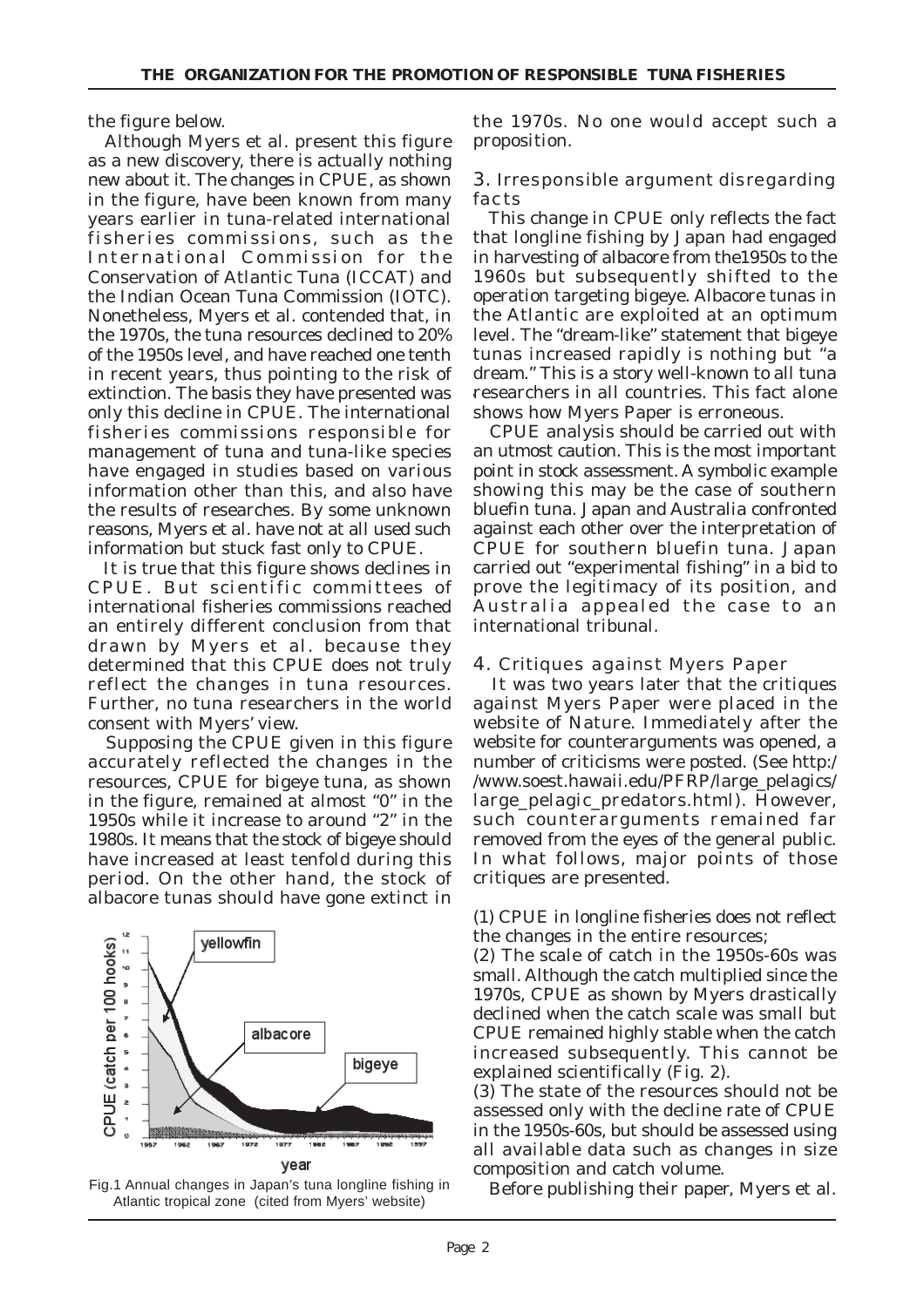the figure below.

Although Myers et al. present this figure as a new discovery, there is actually nothing new about it. The changes in CPUE, as shown in the figure, have been known from many years earlier in tuna-related international fisheries commissions, such as the International Commission for the Conservation of Atlantic Tuna (ICCAT) and the Indian Ocean Tuna Commission (IOTC). Nonetheless, Myers et al. contended that, in the 1970s, the tuna resources declined to 20% of the 1950s level, and have reached one tenth in recent years, thus pointing to the risk of extinction. The basis they have presented was only this decline in CPUE. The international fisheries commissions responsible for management of tuna and tuna-like species have engaged in studies based on various information other than this, and also have the results of researches. By some unknown reasons, Myers et al. have not at all used such information but stuck fast only to CPUE.

It is true that this figure shows declines in CPUE. But scientific committees of international fisheries commissions reached an entirely different conclusion from that drawn by Myers et al. because they determined that this CPUE does not truly reflect the changes in tuna resources. Further, no tuna researchers in the world consent with Myers' view.

Supposing the CPUE given in this figure accurately reflected the changes in the resources, CPUE for bigeye tuna, as shown in the figure, remained at almost "0" in the 1950s while it increase to around "2" in the 1980s. It means that the stock of bigeye should have increased at least tenfold during this period. On the other hand, the stock of albacore tunas should have gone extinct in the 1970s. No one would accept such a proposition.

Fig.1 Annual changes in Japan's tuna longline fishing in Atlantic tropical zone (cited from Myers' website)

### 3. Irresponsible argument disregarding facts

This change in CPUE only reflects the fact that longline fishing by Japan had engaged in harvesting of albacore from the1950s to the 1960s but subsequently shifted to the operation targeting bigeye. Albacore tunas in the Atlantic are exploited at an optimum level. The "dream-like" statement that bigeye tunas increased rapidly is nothing but "a dream." This is a story well-known to all tuna researchers in all countries. This fact alone shows how Myers Paper is erroneous.

CPUE analysis should be carried out with an utmost caution. This is the most important point in stock assessment. A symbolic example showing this may be the case of southern bluefin tuna. Japan and Australia confronted against each other over the interpretation of CPUE for southern bluefin tuna. Japan carried out "experimental fishing" in a bid to prove the legitimacy of its position, and Australia appealed the case to an international tribunal.

### 4. Critiques against Myers Paper

It was two years later that the critiques against Myers Paper were placed in the website of Nature. Immediately after the website for counterarguments was opened, a number of criticisms were posted. (See http://www.soest.hawaii.edu/PFRP/large_pelagics/large_pelagic_predators.html). However, such counterarguments remained far removed from the eyes of the general public. In what follows, major points of those critiques are presented.

(1) CPUE in longline fisheries does not reflect the changes in the entire resources;

(2) The scale of catch in the 1950s-60s was small. Although the catch multiplied since the 1970s, CPUE as shown by Myers drastically declined when the catch scale was small but CPUE remained highly stable when the catch increased subsequently. This cannot be explained scientifically (Fig. 2).

(3) The state of the resources should not be assessed only with the decline rate of CPUE in the 1950s-60s, but should be assessed using all available data such as changes in size composition and catch volume.

Before publishing their paper, Myers et al.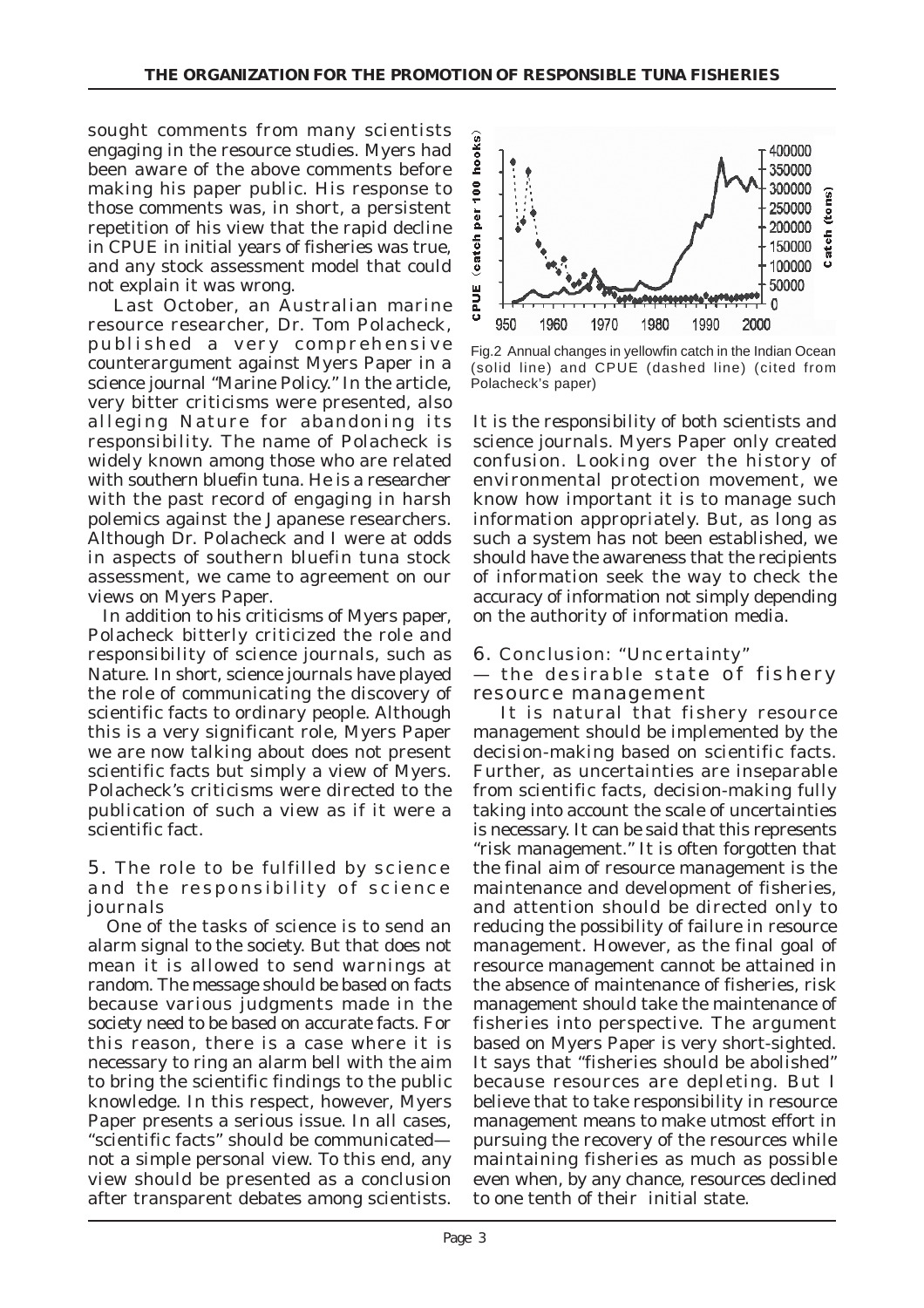sought comments from many scientists engaging in the resource studies. Myers had been aware of the above comments before making his paper public. His response to those comments was, in short, a persistent repetition of his view that the rapid decline in CPUE in initial years of fisheries was true, and any stock assessment model that could not explain it was wrong.

Last October, an Australian marine resource researcher, Dr. Tom Polacheck, published a very comprehensive counterargument against Myers Paper in a science journal "Marine Policy." In the article, very bitter criticisms were presented, also alleging Nature for abandoning its responsibility. The name of Polacheck is widely known among those who are related with southern bluefin tuna. He is a researcher with the past record of engaging in harsh polemics against the Japanese researchers. Although Dr. Polacheck and I were at odds in aspects of southern bluefin tuna stock assessment, we came to agreement on our views on Myers Paper.

In addition to his criticisms of Myers paper, Polacheck bitterly criticized the role and responsibility of science journals, such as Nature. In short, science journals have played the role of communicating the discovery of scientific facts to ordinary people. Although this is a very significant role, Myers Paper we are now talking about does not present scientific facts but simply a view of Myers. Polacheck's criticisms were directed to the publication of such a view as if it were a scientific fact.

## 5. The role to be fulfilled by science and the responsibility of science journals

One of the tasks of science is to send an alarm signal to the society. But that does not mean it is allowed to send warnings at random. The message should be based on facts because various judgments made in the society need to be based on accurate facts. For this reason, there is a case where it is necessary to ring an alarm bell with the aim to bring the scientific findings to the public knowledge. In this respect, however, Myers Paper presents a serious issue. In all cases, "scientific facts" should be communicated— not a simple personal view. To this end, any view should be presented as a conclusion after transparent debates among scientists.

Fig.2 Annual changes in yellowfin catch in the Indian Ocean (solid line) and CPUE (dashed line) (cited from Polacheck's paper)

It is the responsibility of both scientists and science journals. Myers Paper only created confusion. Looking over the history of environmental protection movement, we know how important it is to manage such information appropriately. But, as long as such a system has not been established, we should have the awareness that the recipients of information seek the way to check the accuracy of information not simply depending on the authority of information media.

## 6. Conclusion: "Uncertainty" — the desirable state of fishery resource management

It is natural that fishery resource management should be implemented by the decision-making based on scientific facts. Further, as uncertainties are inseparable from scientific facts, decision-making fully taking into account the scale of uncertainties is necessary. It can be said that this represents "risk management." It is often forgotten that the final aim of resource management is the maintenance and development of fisheries, and attention should be directed only to reducing the possibility of failure in resource management. However, as the final goal of resource management cannot be attained in the absence of maintenance of fisheries, risk management should take the maintenance of fisheries into perspective. The argument based on Myers Paper is very short-sighted. It says that "fisheries should be abolished" because resources are depleting. But I believe that to take responsibility in resource management means to make utmost effort in pursuing the recovery of the resources while maintaining fisheries as much as possible even when, by any chance, resources declined to one tenth of their initial state.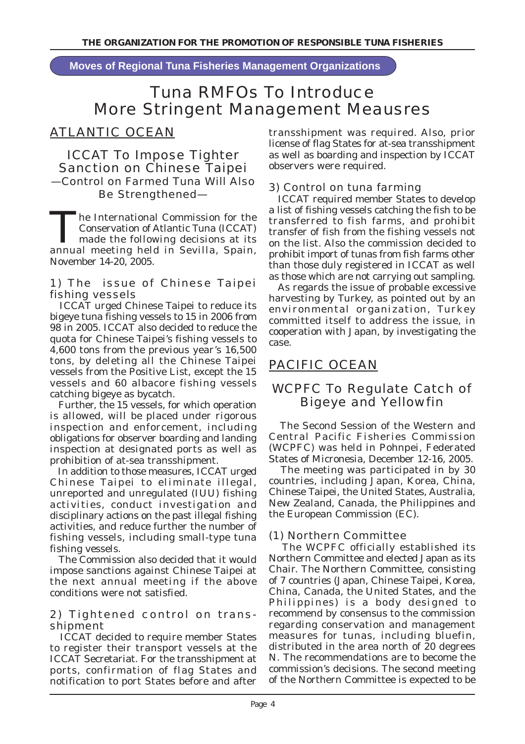**Moves of Regional Tuna Fisheries Management Organizations**

# Tuna RMFOs To Introduce More Stringent Management Meausres

## ATLANTIC OCEAN

### ICCAT To Impose Tighter Sanction on Chinese Taipei
—Control on Farmed Tuna Will Also Be Strengthened—

The International Commission for the Conservation of Atlantic Tuna (ICCAT) made the following decisions at its annual meeting held in Sevilla, Spain, November 14-20, 2005.

#### 1) The issue of Chinese Taipei fishing vessels

ICCAT urged Chinese Taipei to reduce its bigeye tuna fishing vessels to 15 in 2006 from 98 in 2005. ICCAT also decided to reduce the quota for Chinese Taipei's fishing vessels to 4,600 tons from the previous year's 16,500 tons, by deleting all the Chinese Taipei vessels from the Positive List, except the 15 vessels and 60 albacore fishing vessels catching bigeye as bycatch.

Further, the 15 vessels, for which operation is allowed, will be placed under rigorous inspection and enforcement, including obligations for observer boarding and landing inspection at designated ports as well as prohibition of at-sea transshipment.

In addition to those measures, ICCAT urged Chinese Taipei to eliminate illegal, unreported and unregulated (IUU) fishing activities, conduct investigation and disciplinary actions on the past illegal fishing activities, and reduce further the number of fishing vessels, including small-type tuna fishing vessels.

The Commission also decided that it would impose sanctions against Chinese Taipei at the next annual meeting if the above conditions were not satisfied.

#### 2) Tightened control on transshipment

ICCAT decided to require member States to register their transport vessels at the ICCAT Secretariat. For the transshipment at ports, confirmation of flag States and notification to port States before and after transshipment was required. Also, prior license of flag States for at-sea transshipment as well as boarding and inspection by ICCAT observers were required.

#### 3) Control on tuna farming

ICCAT required member States to develop a list of fishing vessels catching the fish to be transferred to fish farms, and prohibit transfer of fish from the fishing vessels not on the list. Also the commission decided to prohibit import of tunas from fish farms other than those duly registered in ICCAT as well as those which are not carrying out sampling.

As regards the issue of probable excessive harvesting by Turkey, as pointed out by an environmental organization, Turkey committed itself to address the issue, in cooperation with Japan, by investigating the case.

## PACIFIC OCEAN

### WCPFC To Regulate Catch of Bigeye and Yellowfin

The Second Session of the Western and Central Pacific Fisheries Commission (WCPFC) was held in Pohnpei, Federated States of Micronesia, December 12-16, 2005.

The meeting was participated in by 30 countries, including Japan, Korea, China, Chinese Taipei, the United States, Australia, New Zealand, Canada, the Philippines and the European Commission (EC).

#### (1) Northern Committee

The WCPFC officially established its Northern Committee and elected Japan as its Chair. The Northern Committee, consisting of 7 countries (Japan, Chinese Taipei, Korea, China, Canada, the United States, and the Philippines) is a body designed to recommend by consensus to the commission regarding conservation and management measures for tunas, including bluefin, distributed in the area north of 20 degrees N. The recommendations are to become the commission's decisions. The second meeting of the Northern Committee is expected to be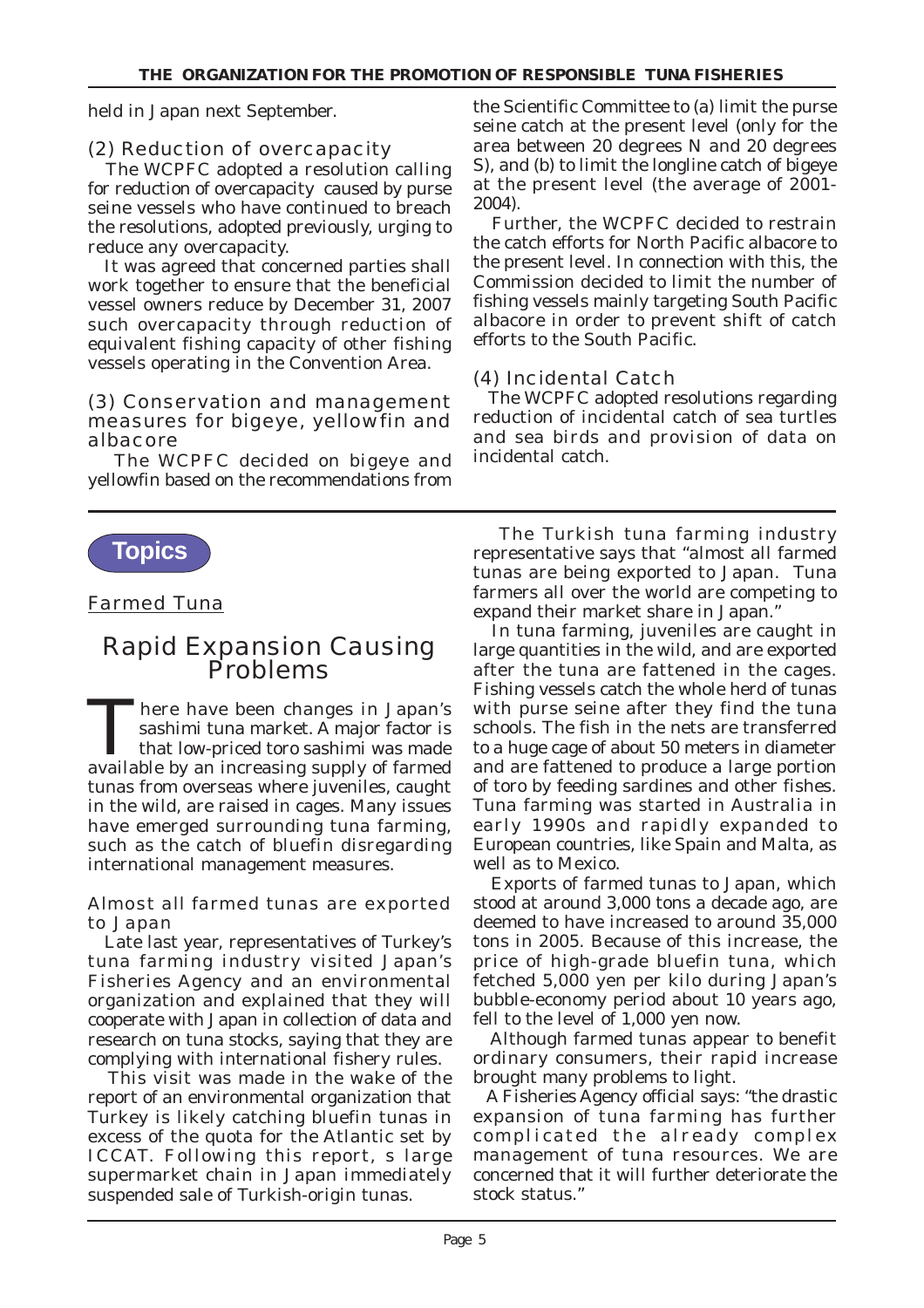held in Japan next September.

### (2) Reduction of overcapacity

The WCPFC adopted a resolution calling for reduction of overcapacity caused by purse seine vessels who have continued to breach the resolutions, adopted previously, urging to reduce any overcapacity.

It was agreed that concerned parties shall work together to ensure that the beneficial vessel owners reduce by December 31, 2007 such overcapacity through reduction of equivalent fishing capacity of other fishing vessels operating in the Convention Area.

### (3) Conservation and management measures for bigeye, yellowfin and albacore

The WCPFC decided on bigeye and yellowfin based on the recommendations from the Scientific Committee to (a) limit the purse seine catch at the present level (only for the area between 20 degrees N and 20 degrees S), and (b) to limit the longline catch of bigeye at the present level (the average of 2001-2004).

Further, the WCPFC decided to restrain the catch efforts for North Pacific albacore to the present level. In connection with this, the Commission decided to limit the number of fishing vessels mainly targeting South Pacific albacore in order to prevent shift of catch efforts to the South Pacific.

### (4) Incidental Catch

The WCPFC adopted resolutions regarding reduction of incidental catch of sea turtles and sea birds and provision of data on incidental catch.

---

## Topics

Farmed Tuna

# Rapid Expansion Causing Problems

There have been changes in Japan's sashimi tuna market. A major factor is that low-priced toro sashimi was made available by an increasing supply of farmed tunas from overseas where juveniles, caught in the wild, are raised in cages. Many issues have emerged surrounding tuna farming, such as the catch of bluefin disregarding international management measures.

### Almost all farmed tunas are exported to Japan

Late last year, representatives of Turkey's tuna farming industry visited Japan's Fisheries Agency and an environmental organization and explained that they will cooperate with Japan in collection of data and research on tuna stocks, saying that they are complying with international fishery rules.

This visit was made in the wake of the report of an environmental organization that Turkey is likely catching bluefin tunas in excess of the quota for the Atlantic set by ICCAT. Following this report, s large supermarket chain in Japan immediately suspended sale of Turkish-origin tunas.

The Turkish tuna farming industry representative says that "almost all farmed tunas are being exported to Japan. Tuna farmers all over the world are competing to expand their market share in Japan."

In tuna farming, juveniles are caught in large quantities in the wild, and are exported after the tuna are fattened in the cages. Fishing vessels catch the whole herd of tunas with purse seine after they find the tuna schools. The fish in the nets are transferred to a huge cage of about 50 meters in diameter and are fattened to produce a large portion of toro by feeding sardines and other fishes. Tuna farming was started in Australia in early 1990s and rapidly expanded to European countries, like Spain and Malta, as well as to Mexico.

Exports of farmed tunas to Japan, which stood at around 3,000 tons a decade ago, are deemed to have increased to around 35,000 tons in 2005. Because of this increase, the price of high-grade bluefin tuna, which fetched 5,000 yen per kilo during Japan's bubble-economy period about 10 years ago, fell to the level of 1,000 yen now.

Although farmed tunas appear to benefit ordinary consumers, their rapid increase brought many problems to light.

A Fisheries Agency official says: "the drastic expansion of tuna farming has further complicated the already complex management of tuna resources. We are concerned that it will further deteriorate the stock status."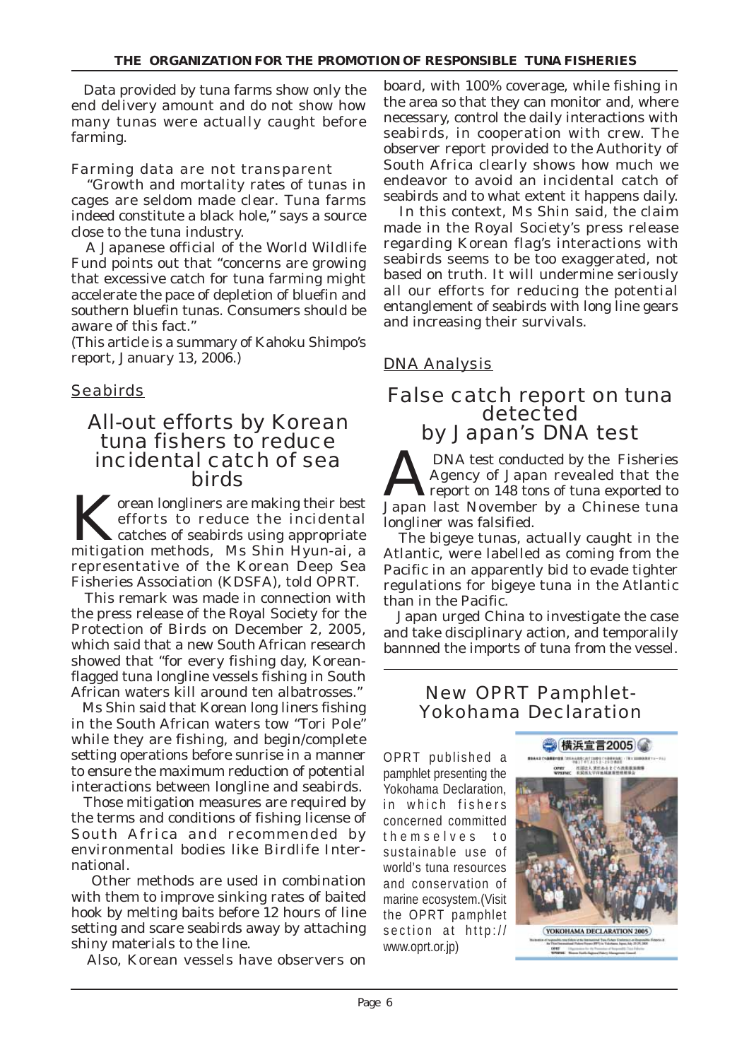Data provided by tuna farms show only the end delivery amount and do not show how many tunas were actually caught before farming.

Farming data are not transparent

"Growth and mortality rates of tunas in cages are seldom made clear. Tuna farms indeed constitute a black hole," says a source close to the tuna industry.

A Japanese official of the World Wildlife Fund points out that "concerns are growing that excessive catch for tuna farming might accelerate the pace of depletion of bluefin and southern bluefin tunas. Consumers should be aware of this fact."

(This article is a summary of Kahoku Shimpo's report, January 13, 2006.)

## Seabirds

### All-out efforts by Korean tuna fishers to reduce incidental catch of sea birds

Korean longliners are making their best efforts to reduce the incidental catches of seabirds using appropriate mitigation methods, Ms Shin Hyun-ai, a representative of the Korean Deep Sea Fisheries Association (KDSFA), told OPRT.

This remark was made in connection with the press release of the Royal Society for the Protection of Birds on December 2, 2005, which said that a new South African research showed that "for every fishing day, Korean-flagged tuna longline vessels fishing in South African waters kill around ten albatrosses."

Ms Shin said that Korean long liners fishing in the South African waters tow "Tori Pole" while they are fishing, and begin/complete setting operations before sunrise in a manner to ensure the maximum reduction of potential interactions between longline and seabirds.

Those mitigation measures are required by the terms and conditions of fishing license of South Africa and recommended by environmental bodies like Birdlife International.

Other methods are used in combination with them to improve sinking rates of baited hook by melting baits before 12 hours of line setting and scare seabirds away by attaching shiny materials to the line.

Also, Korean vessels have observers on board, with 100% coverage, while fishing in the area so that they can monitor and, where necessary, control the daily interactions with seabirds, in cooperation with crew. The observer report provided to the Authority of South Africa clearly shows how much we endeavor to avoid an incidental catch of seabirds and to what extent it happens daily.

In this context, Ms Shin said, the claim made in the Royal Society's press release regarding Korean flag's interactions with seabirds seems to be too exaggerated, not based on truth. It will undermine seriously all our efforts for reducing the potential entanglement of seabirds with long line gears and increasing their survivals.

## DNA Analysis

### False catch report on tuna detected by Japan's DNA test

A DNA test conducted by the Fisheries Agency of Japan revealed that the report on 148 tons of tuna exported to Japan last November by a Chinese tuna longliner was falsified.

The bigeye tunas, actually caught in the Atlantic, were labelled as coming from the Pacific in an apparently bid to evade tighter regulations for bigeye tuna in the Atlantic than in the Pacific.

Japan urged China to investigate the case and take disciplinary action, and temporalily bannned the imports of tuna from the vessel.

### New OPRT Pamphlet- Yokohama Declaration

OPRT published a pamphlet presenting the Yokohama Declaration, in which fishers concerned committed themselves to sustainable use of world's tuna resources and conservation of marine ecosystem.(Visit the OPRT pamphlet section at http://www.oprt.or.jp)

横浜宣言2005

YOKOHAMA DECLARATION 2005